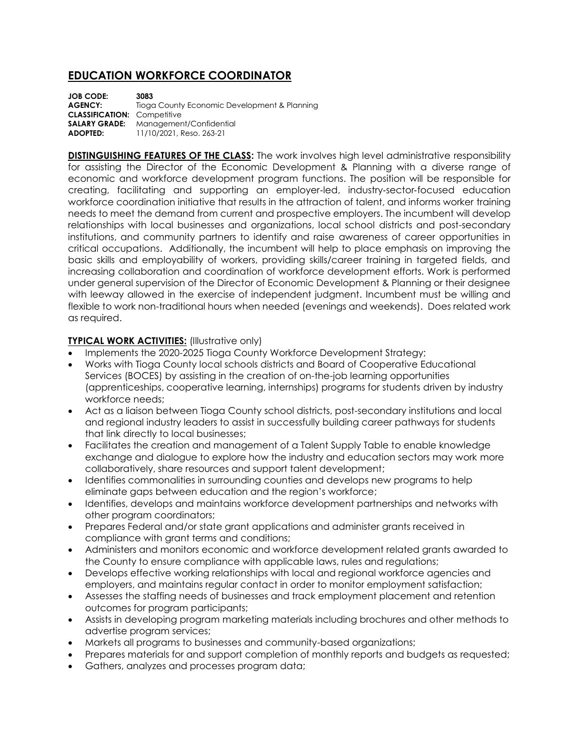# EDUCATION WORKFORCE COORDINATOR

**JOB CODE:** **3083**
**AGENCY:** Tioga County Economic Development & Planning
**CLASSIFICATION:** Competitive
**SALARY GRADE:** Management/Confidential
**ADOPTED:** 11/10/2021, Reso. 263-21

**DISTINGUISHING FEATURES OF THE CLASS:** The work involves high level administrative responsibility for assisting the Director of the Economic Development & Planning with a diverse range of economic and workforce development program functions. The position will be responsible for creating, facilitating and supporting an employer-led, industry-sector-focused education workforce coordination initiative that results in the attraction of talent, and informs worker training needs to meet the demand from current and prospective employers. The incumbent will develop relationships with local businesses and organizations, local school districts and post-secondary institutions, and community partners to identify and raise awareness of career opportunities in critical occupations. Additionally, the incumbent will help to place emphasis on improving the basic skills and employability of workers, providing skills/career training in targeted fields, and increasing collaboration and coordination of workforce development efforts. Work is performed under general supervision of the Director of Economic Development & Planning or their designee with leeway allowed in the exercise of independent judgment. Incumbent must be willing and flexible to work non-traditional hours when needed (evenings and weekends). Does related work as required.

**TYPICAL WORK ACTIVITIES:** (Illustrative only)

- Implements the 2020-2025 Tioga County Workforce Development Strategy;
- Works with Tioga County local schools districts and Board of Cooperative Educational Services (BOCES) by assisting in the creation of on-the-job learning opportunities (apprenticeships, cooperative learning, internships) programs for students driven by industry workforce needs;
- Act as a liaison between Tioga County school districts, post-secondary institutions and local and regional industry leaders to assist in successfully building career pathways for students that link directly to local businesses;
- Facilitates the creation and management of a Talent Supply Table to enable knowledge exchange and dialogue to explore how the industry and education sectors may work more collaboratively, share resources and support talent development;
- Identifies commonalities in surrounding counties and develops new programs to help eliminate gaps between education and the region's workforce;
- Identifies, develops and maintains workforce development partnerships and networks with other program coordinators;
- Prepares Federal and/or state grant applications and administer grants received in compliance with grant terms and conditions;
- Administers and monitors economic and workforce development related grants awarded to the County to ensure compliance with applicable laws, rules and regulations;
- Develops effective working relationships with local and regional workforce agencies and employers, and maintains regular contact in order to monitor employment satisfaction;
- Assesses the staffing needs of businesses and track employment placement and retention outcomes for program participants;
- Assists in developing program marketing materials including brochures and other methods to advertise program services;
- Markets all programs to businesses and community-based organizations;
- Prepares materials for and support completion of monthly reports and budgets as requested;
- Gathers, analyzes and processes program data;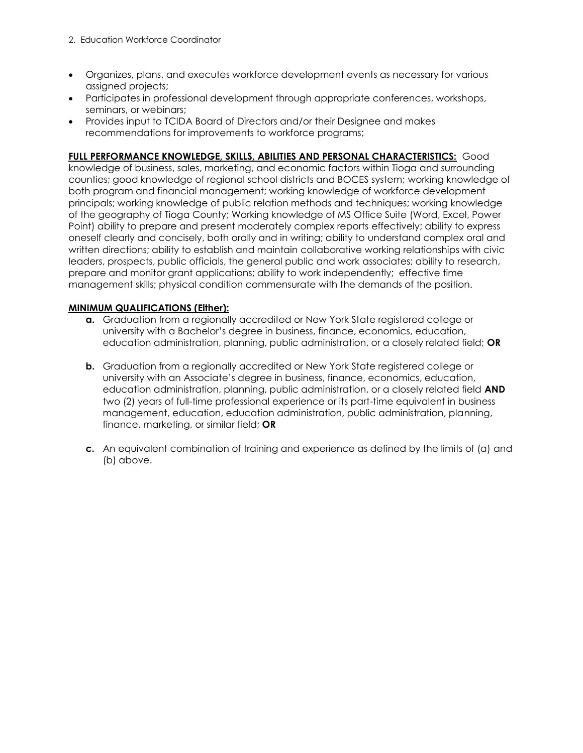- Organizes, plans, and executes workforce development events as necessary for various assigned projects;
- Participates in professional development through appropriate conferences, workshops, seminars, or webinars;
- Provides input to TCIDA Board of Directors and/or their Designee and makes recommendations for improvements to workforce programs;

**FULL PERFORMANCE KNOWLEDGE, SKILLS, ABILITIES AND PERSONAL CHARACTERISTICS:** Good knowledge of business, sales, marketing, and economic factors within Tioga and surrounding counties; good knowledge of regional school districts and BOCES system; working knowledge of both program and financial management; working knowledge of workforce development principals; working knowledge of public relation methods and techniques; working knowledge of the geography of Tioga County; Working knowledge of MS Office Suite (Word, Excel, Power Point) ability to prepare and present moderately complex reports effectively; ability to express oneself clearly and concisely, both orally and in writing; ability to understand complex oral and written directions; ability to establish and maintain collaborative working relationships with civic leaders, prospects, public officials, the general public and work associates; ability to research, prepare and monitor grant applications; ability to work independently; effective time management skills; physical condition commensurate with the demands of the position.

**MINIMUM QUALIFICATIONS (Either):**

**a.** Graduation from a regionally accredited or New York State registered college or university with a Bachelor's degree in business, finance, economics, education, education administration, planning, public administration, or a closely related field; **OR**

**b.** Graduation from a regionally accredited or New York State registered college or university with an Associate's degree in business, finance, economics, education, education administration, planning, public administration, or a closely related field **AND** two (2) years of full-time professional experience or its part-time equivalent in business management, education, education administration, public administration, planning, finance, marketing, or similar field; **OR**

**c.** An equivalent combination of training and experience as defined by the limits of (a) and (b) above.